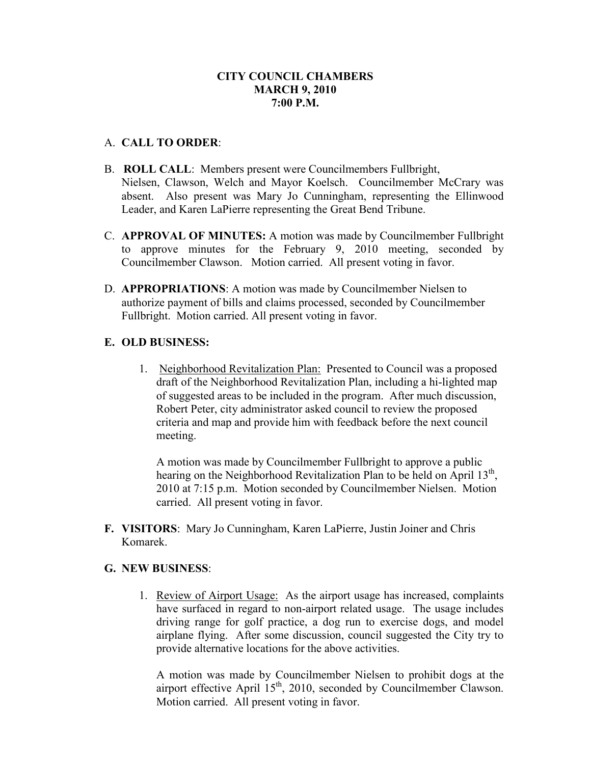**CITY COUNCIL CHAMBERS**
**MARCH 9, 2010**
**7:00 P.M.**

A. **CALL TO ORDER**:

B. **ROLL CALL**: Members present were Councilmembers Fullbright, Nielsen, Clawson, Welch and Mayor Koelsch. Councilmember McCrary was absent. Also present was Mary Jo Cunningham, representing the Ellinwood Leader, and Karen LaPierre representing the Great Bend Tribune.

C. **APPROVAL OF MINUTES:** A motion was made by Councilmember Fullbright to approve minutes for the February 9, 2010 meeting, seconded by Councilmember Clawson. Motion carried. All present voting in favor.

D. **APPROPRIATIONS**: A motion was made by Councilmember Nielsen to authorize payment of bills and claims processed, seconded by Councilmember Fullbright. Motion carried. All present voting in favor.

**E. OLD BUSINESS:**

1. Neighborhood Revitalization Plan: Presented to Council was a proposed draft of the Neighborhood Revitalization Plan, including a hi-lighted map of suggested areas to be included in the program. After much discussion, Robert Peter, city administrator asked council to review the proposed criteria and map and provide him with feedback before the next council meeting.

   A motion was made by Councilmember Fullbright to approve a public hearing on the Neighborhood Revitalization Plan to be held on April 13th, 2010 at 7:15 p.m. Motion seconded by Councilmember Nielsen. Motion carried. All present voting in favor.

**F. VISITORS**: Mary Jo Cunningham, Karen LaPierre, Justin Joiner and Chris Komarek.

**G. NEW BUSINESS**:

1. Review of Airport Usage: As the airport usage has increased, complaints have surfaced in regard to non-airport related usage. The usage includes driving range for golf practice, a dog run to exercise dogs, and model airplane flying. After some discussion, council suggested the City try to provide alternative locations for the above activities.

   A motion was made by Councilmember Nielsen to prohibit dogs at the airport effective April 15th, 2010, seconded by Councilmember Clawson. Motion carried. All present voting in favor.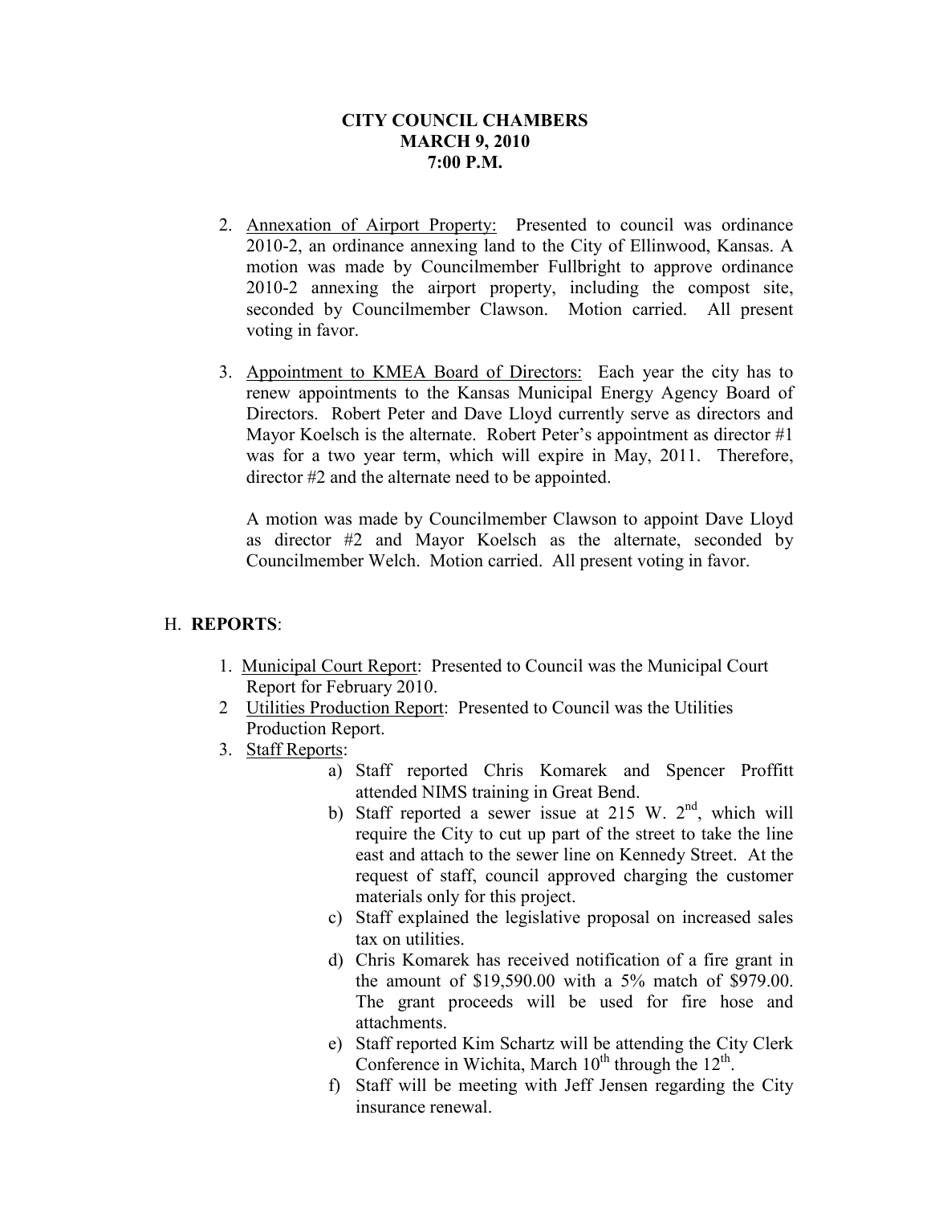**CITY COUNCIL CHAMBERS**
**MARCH 9, 2010**
**7:00 P.M.**

2. Annexation of Airport Property: Presented to council was ordinance 2010-2, an ordinance annexing land to the City of Ellinwood, Kansas. A motion was made by Councilmember Fullbright to approve ordinance 2010-2 annexing the airport property, including the compost site, seconded by Councilmember Clawson. Motion carried. All present voting in favor.

3. Appointment to KMEA Board of Directors: Each year the city has to renew appointments to the Kansas Municipal Energy Agency Board of Directors. Robert Peter and Dave Lloyd currently serve as directors and Mayor Koelsch is the alternate. Robert Peter's appointment as director #1 was for a two year term, which will expire in May, 2011. Therefore, director #2 and the alternate need to be appointed.

   A motion was made by Councilmember Clawson to appoint Dave Lloyd as director #2 and Mayor Koelsch as the alternate, seconded by Councilmember Welch. Motion carried. All present voting in favor.

H. **REPORTS**:

1. Municipal Court Report: Presented to Council was the Municipal Court Report for February 2010.
2. Utilities Production Report: Presented to Council was the Utilities Production Report.
3. Staff Reports:
   a) Staff reported Chris Komarek and Spencer Proffitt attended NIMS training in Great Bend.
   b) Staff reported a sewer issue at 215 W. 2nd, which will require the City to cut up part of the street to take the line east and attach to the sewer line on Kennedy Street. At the request of staff, council approved charging the customer materials only for this project.
   c) Staff explained the legislative proposal on increased sales tax on utilities.
   d) Chris Komarek has received notification of a fire grant in the amount of $19,590.00 with a 5% match of $979.00. The grant proceeds will be used for fire hose and attachments.
   e) Staff reported Kim Schartz will be attending the City Clerk Conference in Wichita, March 10th through the 12th.
   f) Staff will be meeting with Jeff Jensen regarding the City insurance renewal.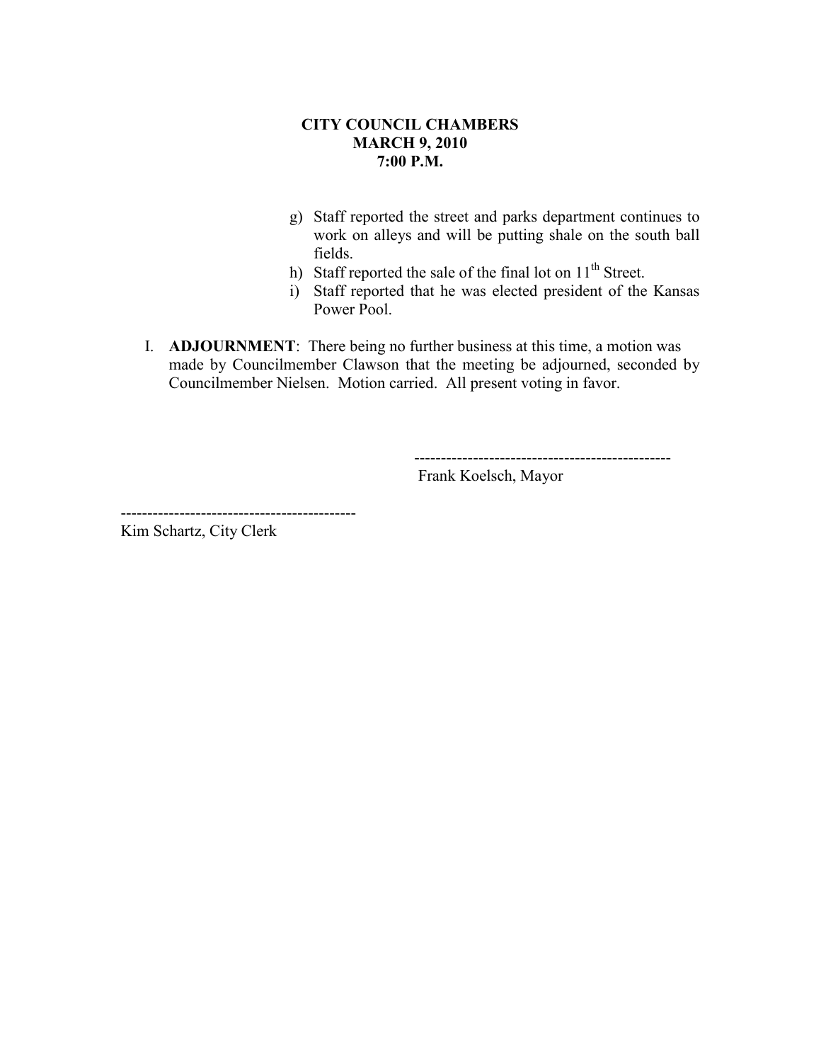**CITY COUNCIL CHAMBERS**
**MARCH 9, 2010**
**7:00 P.M.**

g) Staff reported the street and parks department continues to work on alleys and will be putting shale on the south ball fields.
h) Staff reported the sale of the final lot on 11th Street.
i) Staff reported that he was elected president of the Kansas Power Pool.

I. **ADJOURNMENT**: There being no further business at this time, a motion was made by Councilmember Clawson that the meeting be adjourned, seconded by Councilmember Nielsen. Motion carried. All present voting in favor.

------------------------------------------------
Frank Koelsch, Mayor

--------------------------------------------
Kim Schartz, City Clerk